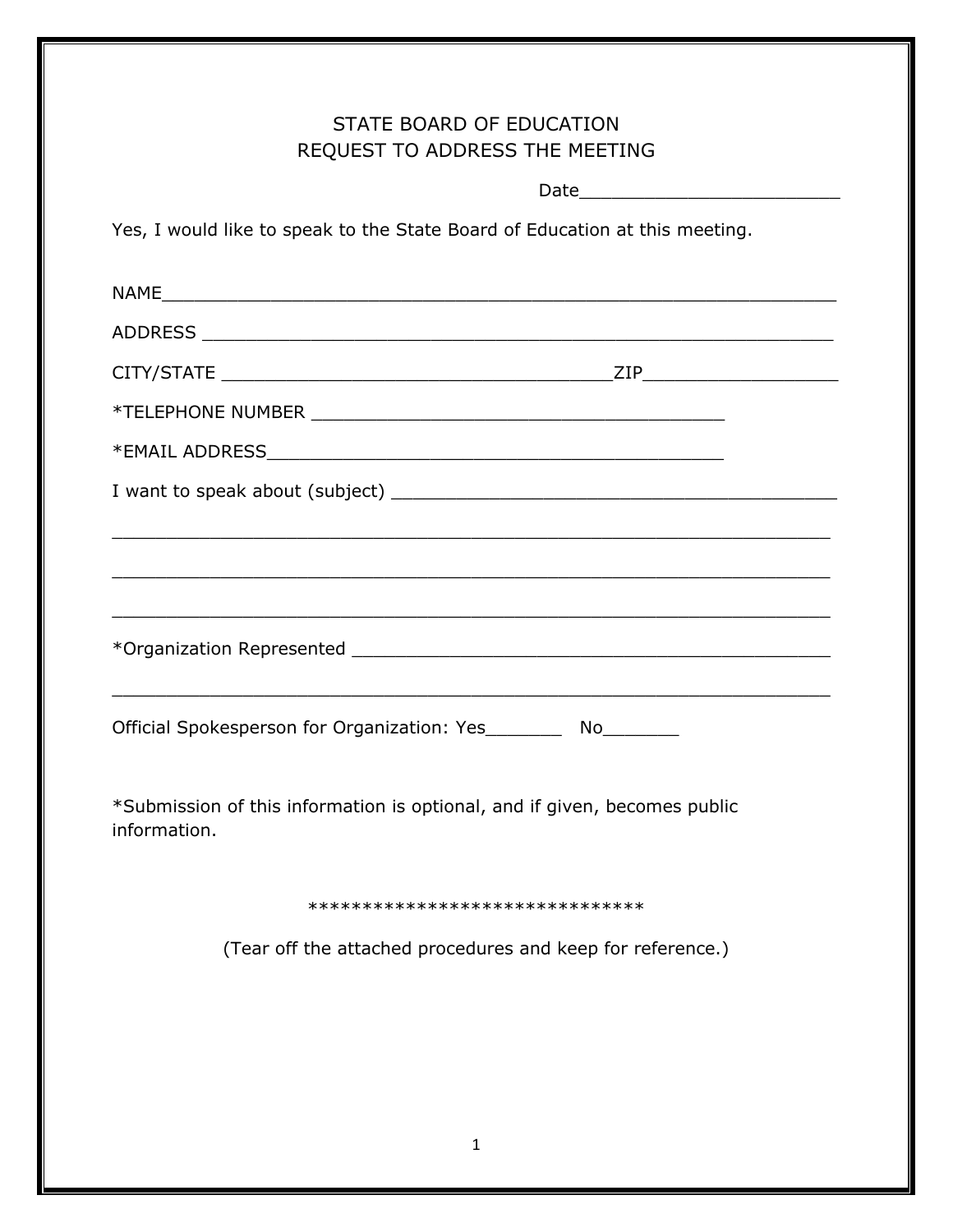# STATE BOARD OF EDUCATION
## REQUEST TO ADDRESS THE MEETING

Date_________________________

Yes, I would like to speak to the State Board of Education at this meeting.

NAME_______________________________________________________________

ADDRESS ____________________________________________________________

CITY/STATE _____________________________________ZIP__________________

*TELEPHONE NUMBER _______________________________________

*EMAIL ADDRESS____________________________________________

I want to speak about (subject) ___________________________________________

____________________________________________________________________

____________________________________________________________________

____________________________________________________________________

*Organization Represented _____________________________________________

____________________________________________________________________

Official Spokesperson for Organization: Yes_______ No_______

*Submission of this information is optional, and if given, becomes public information.

********************************

(Tear off the attached procedures and keep for reference.)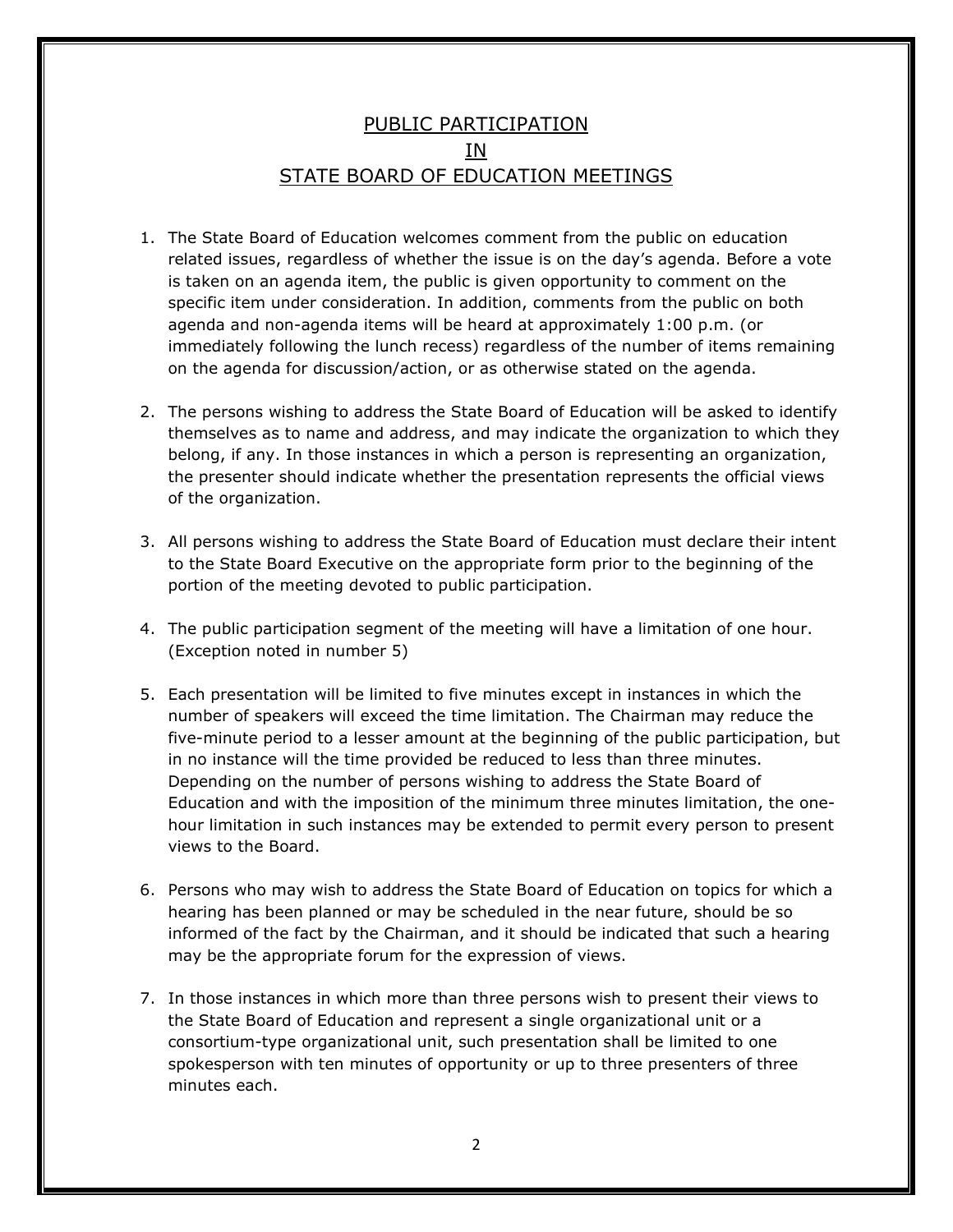# PUBLIC PARTICIPATION IN STATE BOARD OF EDUCATION MEETINGS

1. The State Board of Education welcomes comment from the public on education related issues, regardless of whether the issue is on the day's agenda. Before a vote is taken on an agenda item, the public is given opportunity to comment on the specific item under consideration. In addition, comments from the public on both agenda and non-agenda items will be heard at approximately 1:00 p.m. (or immediately following the lunch recess) regardless of the number of items remaining on the agenda for discussion/action, or as otherwise stated on the agenda.

2. The persons wishing to address the State Board of Education will be asked to identify themselves as to name and address, and may indicate the organization to which they belong, if any. In those instances in which a person is representing an organization, the presenter should indicate whether the presentation represents the official views of the organization.

3. All persons wishing to address the State Board of Education must declare their intent to the State Board Executive on the appropriate form prior to the beginning of the portion of the meeting devoted to public participation.

4. The public participation segment of the meeting will have a limitation of one hour. (Exception noted in number 5)

5. Each presentation will be limited to five minutes except in instances in which the number of speakers will exceed the time limitation. The Chairman may reduce the five-minute period to a lesser amount at the beginning of the public participation, but in no instance will the time provided be reduced to less than three minutes. Depending on the number of persons wishing to address the State Board of Education and with the imposition of the minimum three minutes limitation, the one-hour limitation in such instances may be extended to permit every person to present views to the Board.

6. Persons who may wish to address the State Board of Education on topics for which a hearing has been planned or may be scheduled in the near future, should be so informed of the fact by the Chairman, and it should be indicated that such a hearing may be the appropriate forum for the expression of views.

7. In those instances in which more than three persons wish to present their views to the State Board of Education and represent a single organizational unit or a consortium-type organizational unit, such presentation shall be limited to one spokesperson with ten minutes of opportunity or up to three presenters of three minutes each.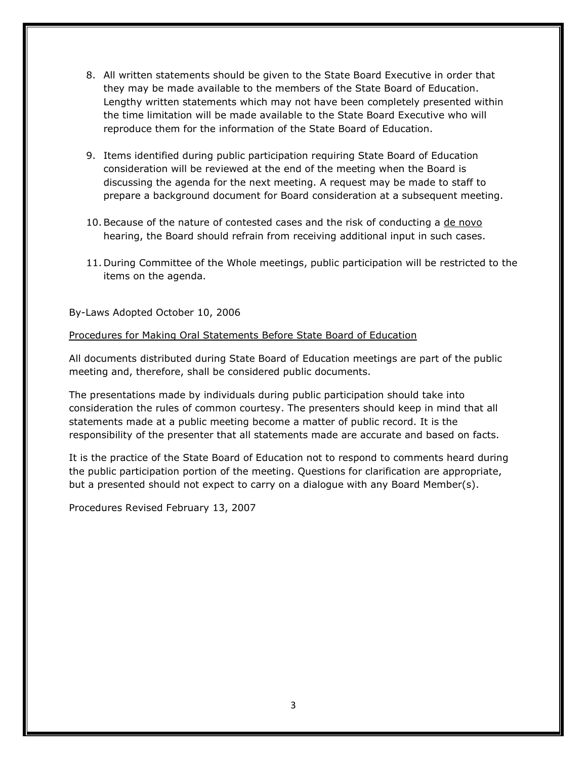8. All written statements should be given to the State Board Executive in order that they may be made available to the members of the State Board of Education. Lengthy written statements which may not have been completely presented within the time limitation will be made available to the State Board Executive who will reproduce them for the information of the State Board of Education.

9. Items identified during public participation requiring State Board of Education consideration will be reviewed at the end of the meeting when the Board is discussing the agenda for the next meeting. A request may be made to staff to prepare a background document for Board consideration at a subsequent meeting.

10. Because of the nature of contested cases and the risk of conducting a de novo hearing, the Board should refrain from receiving additional input in such cases.

11. During Committee of the Whole meetings, public participation will be restricted to the items on the agenda.

By-Laws Adopted October 10, 2006

Procedures for Making Oral Statements Before State Board of Education

All documents distributed during State Board of Education meetings are part of the public meeting and, therefore, shall be considered public documents.

The presentations made by individuals during public participation should take into consideration the rules of common courtesy. The presenters should keep in mind that all statements made at a public meeting become a matter of public record. It is the responsibility of the presenter that all statements made are accurate and based on facts.

It is the practice of the State Board of Education not to respond to comments heard during the public participation portion of the meeting. Questions for clarification are appropriate, but a presented should not expect to carry on a dialogue with any Board Member(s).

Procedures Revised February 13, 2007